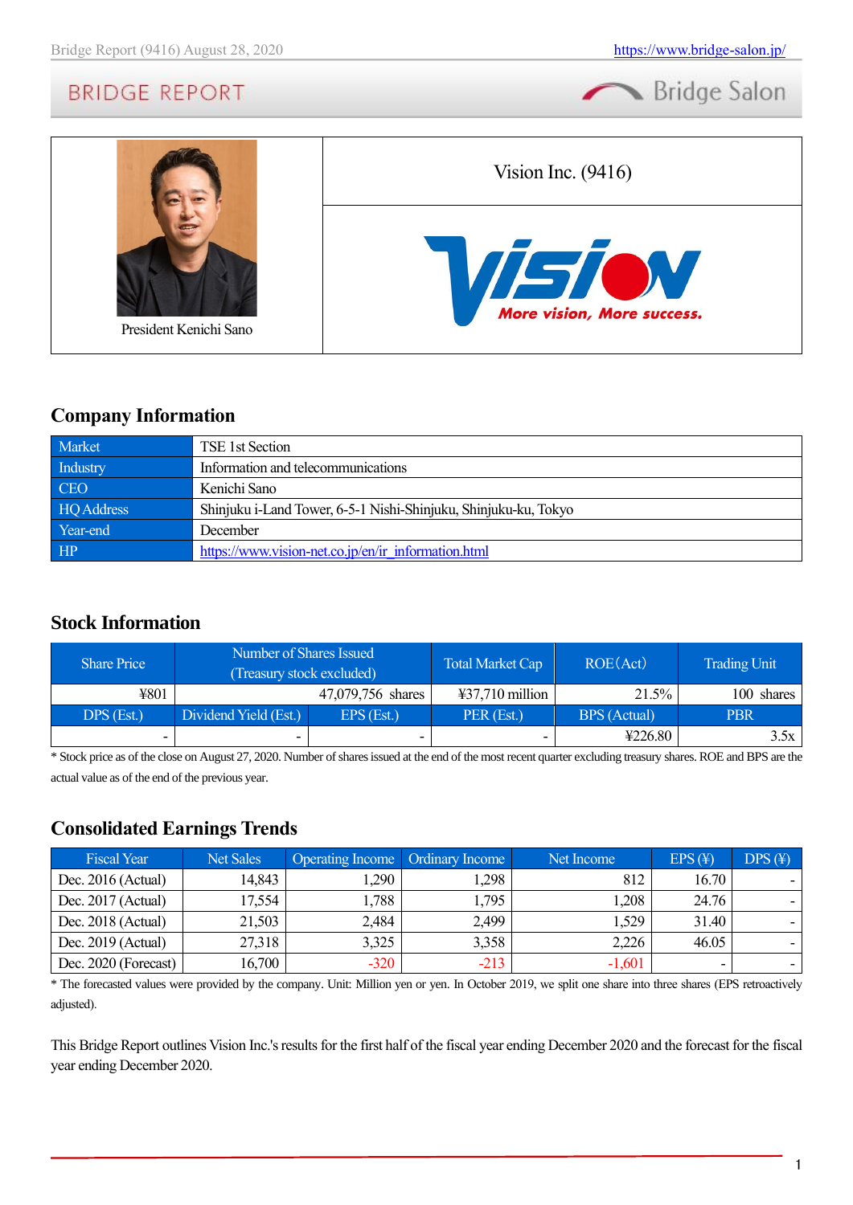President Kenichi Sano

Vision Inc. (9416)

More vision, More success.

## Company Information

| Market | TSE 1st Section |
|---|---|
| Industry | Information and telecommunications |
| CEO | Kenichi Sano |
| HQ Address | Shinjuku i-Land Tower, 6-5-1 Nishi-Shinjuku, Shinjuku-ku, Tokyo |
| Year-end | December |
| HP | https://www.vision-net.co.jp/en/ir_information.html |

## Stock Information

| Share Price | Number of Shares Issued (Treasury stock excluded) | | Total Market Cap | ROE(Act) | Trading Unit |
|---|---|---|---|---|---|
| ¥801 | 47,079,756 shares | | ¥37,710 million | 21.5% | 100 shares |
| DPS (Est.) | Dividend Yield (Est.) | EPS (Est.) | PER (Est.) | BPS (Actual) | PBR |
| - | - | - | - | ¥226.80 | 3.5x |

* Stock price as of the close on August 27, 2020. Number of shares issued at the end of the most recent quarter excluding treasury shares. ROE and BPS are the actual value as of the end of the previous year.

## Consolidated Earnings Trends

| Fiscal Year | Net Sales | Operating Income | Ordinary Income | Net Income | EPS (¥) | DPS (¥) |
|---|---|---|---|---|---|---|
| Dec. 2016 (Actual) | 14,843 | 1,290 | 1,298 | 812 | 16.70 | - |
| Dec. 2017 (Actual) | 17,554 | 1,788 | 1,795 | 1,208 | 24.76 | - |
| Dec. 2018 (Actual) | 21,503 | 2,484 | 2,499 | 1,529 | 31.40 | - |
| Dec. 2019 (Actual) | 27,318 | 3,325 | 3,358 | 2,226 | 46.05 | - |
| Dec. 2020 (Forecast) | 16,700 | -320 | -213 | -1,601 | - | - |

* The forecasted values were provided by the company. Unit: Million yen or yen. In October 2019, we split one share into three shares (EPS retroactively adjusted).

This Bridge Report outlines Vision Inc.'s results for the first half of the fiscal year ending December 2020 and the forecast for the fiscal year ending December 2020.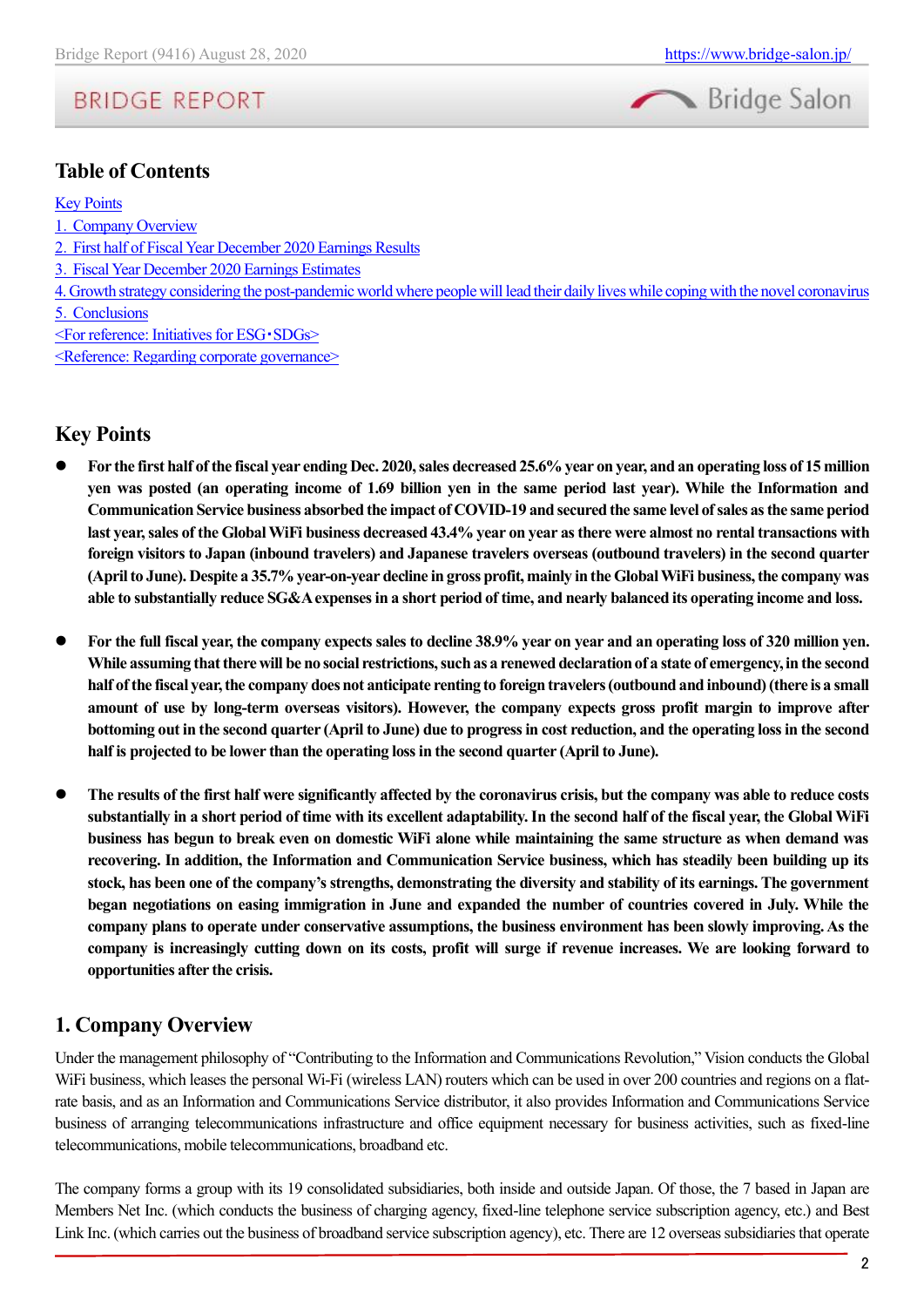## Table of Contents

Key Points
1. Company Overview
2. First half of Fiscal Year December 2020 Earnings Results
3. Fiscal Year December 2020 Earnings Estimates
4. Growth strategy considering the post-pandemic world where people will lead their daily lives while coping with the novel coronavirus
5. Conclusions
<For reference: Initiatives for ESG・SDGs>
<Reference: Regarding corporate governance>

## Key Points

- **For the first half of the fiscal year ending Dec. 2020, sales decreased 25.6% year on year, and an operating loss of 15 million yen was posted (an operating income of 1.69 billion yen in the same period last year). While the Information and Communication Service business absorbed the impact of COVID-19 and secured the same level of sales as the same period last year, sales of the Global WiFi business decreased 43.4% year on year as there were almost no rental transactions with foreign visitors to Japan (inbound travelers) and Japanese travelers overseas (outbound travelers) in the second quarter (April to June). Despite a 35.7% year-on-year decline in gross profit, mainly in the Global WiFi business, the company was able to substantially reduce SG&A expenses in a short period of time, and nearly balanced its operating income and loss.**

- **For the full fiscal year, the company expects sales to decline 38.9% year on year and an operating loss of 320 million yen. While assuming that there will be no social restrictions, such as a renewed declaration of a state of emergency, in the second half of the fiscal year, the company does not anticipate renting to foreign travelers (outbound and inbound) (there is a small amount of use by long-term overseas visitors). However, the company expects gross profit margin to improve after bottoming out in the second quarter (April to June) due to progress in cost reduction, and the operating loss in the second half is projected to be lower than the operating loss in the second quarter (April to June).**

- **The results of the first half were significantly affected by the coronavirus crisis, but the company was able to reduce costs substantially in a short period of time with its excellent adaptability. In the second half of the fiscal year, the Global WiFi business has begun to break even on domestic WiFi alone while maintaining the same structure as when demand was recovering. In addition, the Information and Communication Service business, which has steadily been building up its stock, has been one of the company's strengths, demonstrating the diversity and stability of its earnings. The government began negotiations on easing immigration in June and expanded the number of countries covered in July. While the company plans to operate under conservative assumptions, the business environment has been slowly improving. As the company is increasingly cutting down on its costs, profit will surge if revenue increases. We are looking forward to opportunities after the crisis.**

## 1. Company Overview

Under the management philosophy of "Contributing to the Information and Communications Revolution," Vision conducts the Global WiFi business, which leases the personal Wi-Fi (wireless LAN) routers which can be used in over 200 countries and regions on a flat-rate basis, and as an Information and Communications Service distributor, it also provides Information and Communications Service business of arranging telecommunications infrastructure and office equipment necessary for business activities, such as fixed-line telecommunications, mobile telecommunications, broadband etc.

The company forms a group with its 19 consolidated subsidiaries, both inside and outside Japan. Of those, the 7 based in Japan are Members Net Inc. (which conducts the business of charging agency, fixed-line telephone service subscription agency, etc.) and Best Link Inc. (which carries out the business of broadband service subscription agency), etc. There are 12 overseas subsidiaries that operate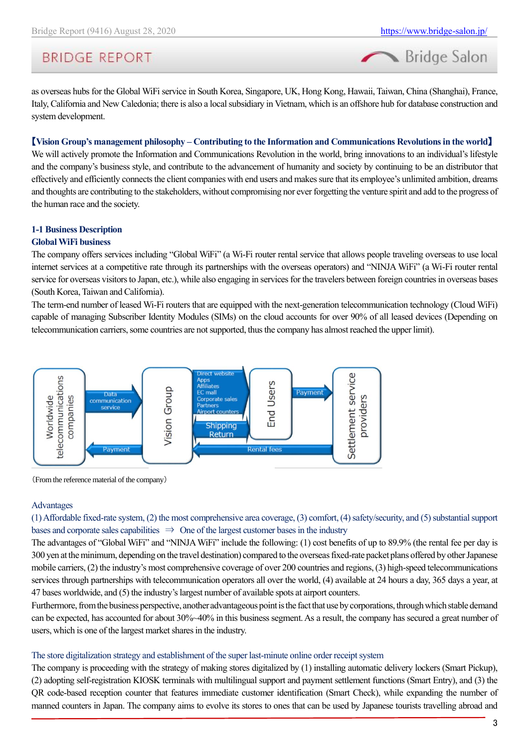as overseas hubs for the Global WiFi service in South Korea, Singapore, UK, Hong Kong, Hawaii, Taiwan, China (Shanghai), France, Italy, California and New Caledonia; there is also a local subsidiary in Vietnam, which is an offshore hub for database construction and system development.

**【Vision Group's management philosophy – Contributing to the Information and Communications Revolutions in the world】**

We will actively promote the Information and Communications Revolution in the world, bring innovations to an individual's lifestyle and the company's business style, and contribute to the advancement of humanity and society by continuing to be an distributor that effectively and efficiently connects the client companies with end users and makes sure that its employee's unlimited ambition, dreams and thoughts are contributing to the stakeholders, without compromising nor ever forgetting the venture spirit and add to the progress of the human race and the society.

### 1-1 Business Description

#### Global WiFi business

The company offers services including "Global WiFi" (a Wi-Fi router rental service that allows people traveling overseas to use local internet services at a competitive rate through its partnerships with the overseas operators) and "NINJA WiFi" (a Wi-Fi router rental service for overseas visitors to Japan, etc.), while also engaging in services for the travelers between foreign countries in overseas bases (South Korea, Taiwan and California).

The term-end number of leased Wi-Fi routers that are equipped with the next-generation telecommunication technology (Cloud WiFi) capable of managing Subscriber Identity Modules (SIMs) on the cloud accounts for over 90% of all leased devices (Depending on telecommunication carriers, some countries are not supported, thus the company has almost reached the upper limit).

Worldwide telecommunications companies → Data communication service → Vision Group
Vision Group → Payment → Worldwide telecommunications companies
Vision Group → Direct website / Apps / Affiliates / EC mall / Corporate sales / Partners / Airport counters → End Users
Vision Group ↔ Shipping / Return ↔ End Users
End Users → Payment → Settlement service providers
Settlement service providers → Rental fees → Vision Group

(From the reference material of the company)

Advantages

(1) Affordable fixed-rate system, (2) the most comprehensive area coverage, (3) comfort, (4) safety/security, and (5) substantial support bases and corporate sales capabilities ⇒ One of the largest customer bases in the industry

The advantages of "Global WiFi" and "NINJA WiFi" include the following: (1) cost benefits of up to 89.9% (the rental fee per day is 300 yen at the minimum, depending on the travel destination) compared to the overseas fixed-rate packet plans offered by other Japanese mobile carriers, (2) the industry's most comprehensive coverage of over 200 countries and regions, (3) high-speed telecommunications services through partnerships with telecommunication operators all over the world, (4) available at 24 hours a day, 365 days a year, at 47 bases worldwide, and (5) the industry's largest number of available spots at airport counters.

Furthermore, from the business perspective, another advantageous point is the fact that use by corporations, through which stable demand can be expected, has accounted for about 30%-40% in this business segment. As a result, the company has secured a great number of users, which is one of the largest market shares in the industry.

The store digitalization strategy and establishment of the super last-minute online order receipt system

The company is proceeding with the strategy of making stores digitalized by (1) installing automatic delivery lockers (Smart Pickup), (2) adopting self-registration KIOSK terminals with multilingual support and payment settlement functions (Smart Entry), and (3) the QR code-based reception counter that features immediate customer identification (Smart Check), while expanding the number of manned counters in Japan. The company aims to evolve its stores to ones that can be used by Japanese tourists travelling abroad and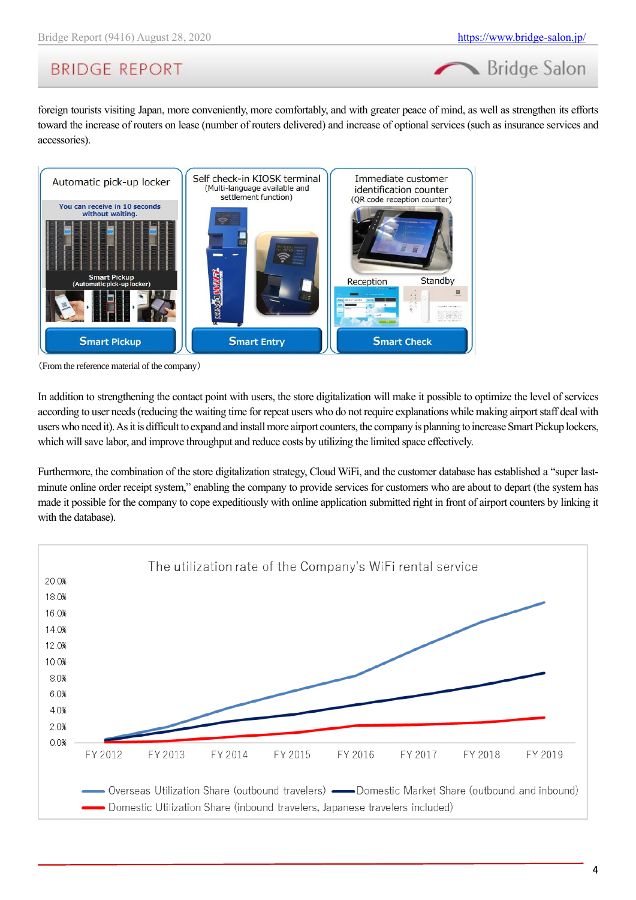foreign tourists visiting Japan, more conveniently, more comfortably, and with greater peace of mind, as well as strengthen its efforts toward the increase of routers on lease (number of routers delivered) and increase of optional services (such as insurance services and accessories).

| Automatic pick-up locker | Self check-in KIOSK terminal (Multi-language available and settlement function) | Immediate customer identification counter (QR code reception counter) |
|---|---|---|
| You can receive in 10 seconds without waiting. Smart Pickup (Automatic pick-up locker) | | Reception / Standby |
| Smart Pickup | Smart Entry | Smart Check |

(From the reference material of the company)

In addition to strengthening the contact point with users, the store digitalization will make it possible to optimize the level of services according to user needs (reducing the waiting time for repeat users who do not require explanations while making airport staff deal with users who need it). As it is difficult to expand and install more airport counters, the company is planning to increase Smart Pickup lockers, which will save labor, and improve throughput and reduce costs by utilizing the limited space effectively.

Furthermore, the combination of the store digitalization strategy, Cloud WiFi, and the customer database has established a "super last-minute online order receipt system," enabling the company to provide services for customers who are about to depart (the system has made it possible for the company to cope expeditiously with online application submitted right in front of airport counters by linking it with the database).

The utilization rate of the Company's WiFi rental service

(Line chart, FY 2012 – FY 2019, y-axis 0.0% – 20.0%. Series: Overseas Utilization Share (outbound travelers); Domestic Market Share (outbound and inbound); Domestic Utilization Share (inbound travelers, Japanese travelers included))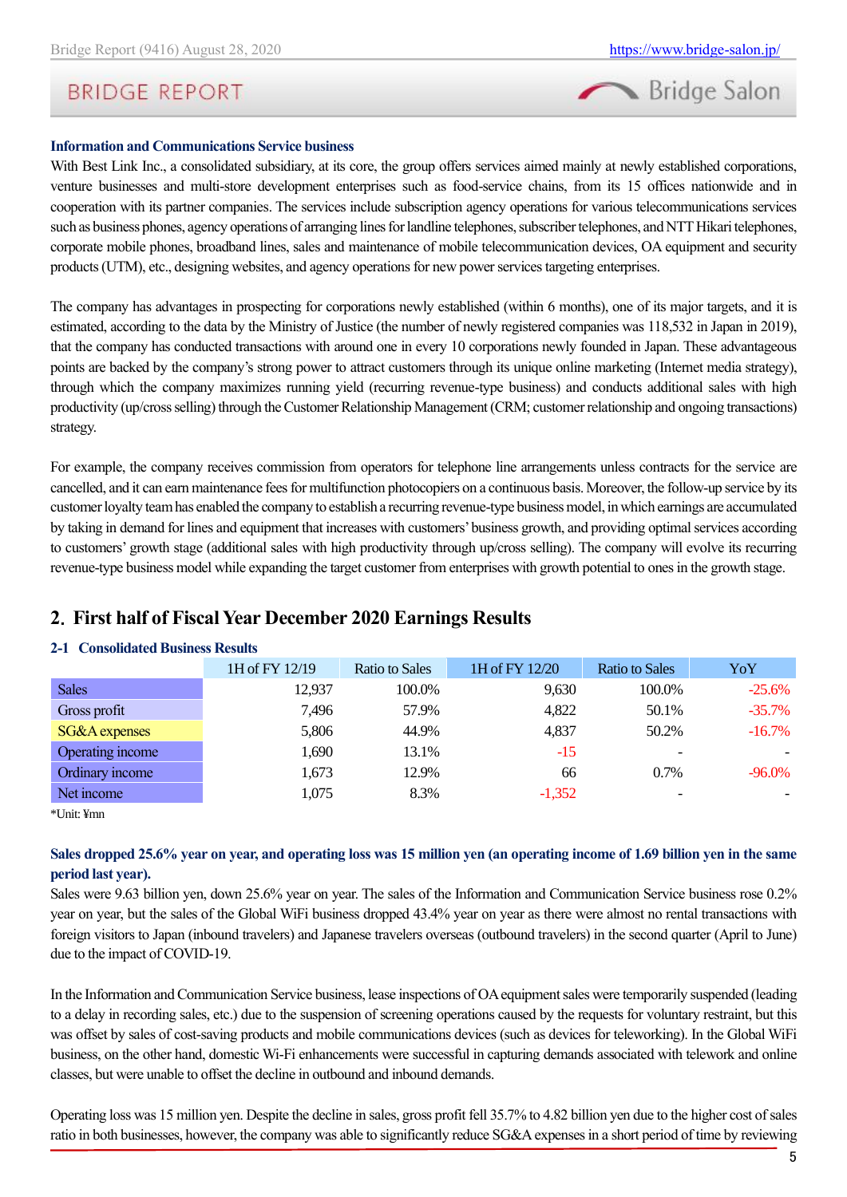**Information and Communications Service business**

With Best Link Inc., a consolidated subsidiary, at its core, the group offers services aimed mainly at newly established corporations, venture businesses and multi-store development enterprises such as food-service chains, from its 15 offices nationwide and in cooperation with its partner companies. The services include subscription agency operations for various telecommunications services such as business phones, agency operations of arranging lines for landline telephones, subscriber telephones, and NTT Hikari telephones, corporate mobile phones, broadband lines, sales and maintenance of mobile telecommunication devices, OA equipment and security products (UTM), etc., designing websites, and agency operations for new power services targeting enterprises.

The company has advantages in prospecting for corporations newly established (within 6 months), one of its major targets, and it is estimated, according to the data by the Ministry of Justice (the number of newly registered companies was 118,532 in Japan in 2019), that the company has conducted transactions with around one in every 10 corporations newly founded in Japan. These advantageous points are backed by the company's strong power to attract customers through its unique online marketing (Internet media strategy), through which the company maximizes running yield (recurring revenue-type business) and conducts additional sales with high productivity (up/cross selling) through the Customer Relationship Management (CRM; customer relationship and ongoing transactions) strategy.

For example, the company receives commission from operators for telephone line arrangements unless contracts for the service are cancelled, and it can earn maintenance fees for multifunction photocopiers on a continuous basis. Moreover, the follow-up service by its customer loyalty team has enabled the company to establish a recurring revenue-type business model, in which earnings are accumulated by taking in demand for lines and equipment that increases with customers' business growth, and providing optimal services according to customers' growth stage (additional sales with high productivity through up/cross selling). The company will evolve its recurring revenue-type business model while expanding the target customer from enterprises with growth potential to ones in the growth stage.

## 2. First half of Fiscal Year December 2020 Earnings Results

### 2-1 Consolidated Business Results

| | 1H of FY 12/19 | Ratio to Sales | 1H of FY 12/20 | Ratio to Sales | YoY |
|---|---|---|---|---|---|
| Sales | 12,937 | 100.0% | 9,630 | 100.0% | -25.6% |
| Gross profit | 7,496 | 57.9% | 4,822 | 50.1% | -35.7% |
| SG&A expenses | 5,806 | 44.9% | 4,837 | 50.2% | -16.7% |
| Operating income | 1,690 | 13.1% | -15 | - | - |
| Ordinary income | 1,673 | 12.9% | 66 | 0.7% | -96.0% |
| Net income | 1,075 | 8.3% | -1,352 | - | - |

*Unit: ¥mn

**Sales dropped 25.6% year on year, and operating loss was 15 million yen (an operating income of 1.69 billion yen in the same period last year).**

Sales were 9.63 billion yen, down 25.6% year on year. The sales of the Information and Communication Service business rose 0.2% year on year, but the sales of the Global WiFi business dropped 43.4% year on year as there were almost no rental transactions with foreign visitors to Japan (inbound travelers) and Japanese travelers overseas (outbound travelers) in the second quarter (April to June) due to the impact of COVID-19.

In the Information and Communication Service business, lease inspections of OA equipment sales were temporarily suspended (leading to a delay in recording sales, etc.) due to the suspension of screening operations caused by the requests for voluntary restraint, but this was offset by sales of cost-saving products and mobile communications devices (such as devices for teleworking). In the Global WiFi business, on the other hand, domestic Wi-Fi enhancements were successful in capturing demands associated with telework and online classes, but were unable to offset the decline in outbound and inbound demands.

Operating loss was 15 million yen. Despite the decline in sales, gross profit fell 35.7% to 4.82 billion yen due to the higher cost of sales ratio in both businesses, however, the company was able to significantly reduce SG&A expenses in a short period of time by reviewing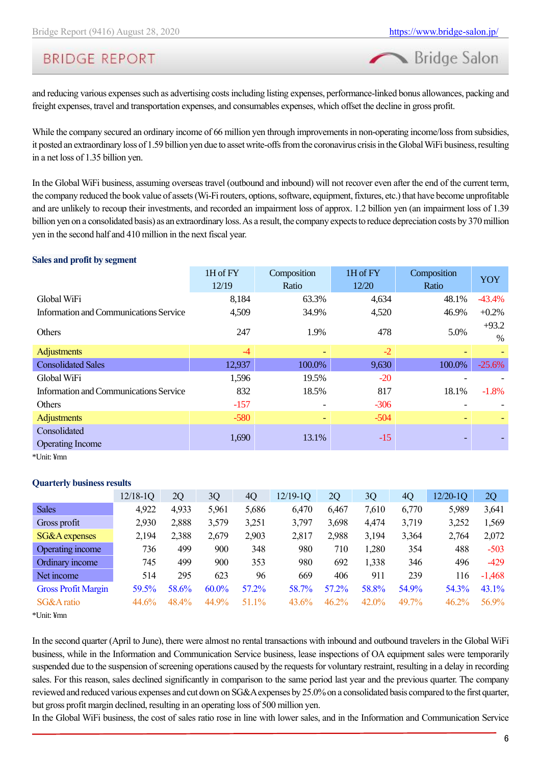and reducing various expenses such as advertising costs including listing expenses, performance-linked bonus allowances, packing and freight expenses, travel and transportation expenses, and consumables expenses, which offset the decline in gross profit.

While the company secured an ordinary income of 66 million yen through improvements in non-operating income/loss from subsidies, it posted an extraordinary loss of 1.59 billion yen due to asset write-offs from the coronavirus crisis in the Global WiFi business, resulting in a net loss of 1.35 billion yen.

In the Global WiFi business, assuming overseas travel (outbound and inbound) will not recover even after the end of the current term, the company reduced the book value of assets (Wi-Fi routers, options, software, equipment, fixtures, etc.) that have become unprofitable and are unlikely to recoup their investments, and recorded an impairment loss of approx. 1.2 billion yen (an impairment loss of 1.39 billion yen on a consolidated basis) as an extraordinary loss. As a result, the company expects to reduce depreciation costs by 370 million yen in the second half and 410 million in the next fiscal year.

### Sales and profit by segment

| | 1H of FY 12/19 | Composition Ratio | 1H of FY 12/20 | Composition Ratio | YOY |
|---|---|---|---|---|---|
| Global WiFi | 8,184 | 63.3% | 4,634 | 48.1% | -43.4% |
| Information and Communications Service | 4,509 | 34.9% | 4,520 | 46.9% | +0.2% |
| Others | 247 | 1.9% | 478 | 5.0% | +93.2 % |
| Adjustments | -4 | - | -2 | - | - |
| Consolidated Sales | 12,937 | 100.0% | 9,630 | 100.0% | -25.6% |
| Global WiFi | 1,596 | 19.5% | -20 | - | - |
| Information and Communications Service | 832 | 18.5% | 817 | 18.1% | -1.8% |
| Others | -157 | - | -306 | - | - |
| Adjustments | -580 | - | -504 | - | - |
| Consolidated Operating Income | 1,690 | 13.1% | -15 | - | - |

*Unit: ¥mn

### Quarterly business results

| | 12/18-1Q | 2Q | 3Q | 4Q | 12/19-1Q | 2Q | 3Q | 4Q | 12/20-1Q | 2Q |
|---|---|---|---|---|---|---|---|---|---|---|
| Sales | 4,922 | 4,933 | 5,961 | 5,686 | 6,470 | 6,467 | 7,610 | 6,770 | 5,989 | 3,641 |
| Gross profit | 2,930 | 2,888 | 3,579 | 3,251 | 3,797 | 3,698 | 4,474 | 3,719 | 3,252 | 1,569 |
| SG&A expenses | 2,194 | 2,388 | 2,679 | 2,903 | 2,817 | 2,988 | 3,194 | 3,364 | 2,764 | 2,072 |
| Operating income | 736 | 499 | 900 | 348 | 980 | 710 | 1,280 | 354 | 488 | -503 |
| Ordinary income | 745 | 499 | 900 | 353 | 980 | 692 | 1,338 | 346 | 496 | -429 |
| Net income | 514 | 295 | 623 | 96 | 669 | 406 | 911 | 239 | 116 | -1,468 |
| Gross Profit Margin | 59.5% | 58.6% | 60.0% | 57.2% | 58.7% | 57.2% | 58.8% | 54.9% | 54.3% | 43.1% |
| SG&A ratio | 44.6% | 48.4% | 44.9% | 51.1% | 43.6% | 46.2% | 42.0% | 49.7% | 46.2% | 56.9% |

*Unit: ¥mn

In the second quarter (April to June), there were almost no rental transactions with inbound and outbound travelers in the Global WiFi business, while in the Information and Communication Service business, lease inspections of OA equipment sales were temporarily suspended due to the suspension of screening operations caused by the requests for voluntary restraint, resulting in a delay in recording sales. For this reason, sales declined significantly in comparison to the same period last year and the previous quarter. The company reviewed and reduced various expenses and cut down on SG&A expenses by 25.0% on a consolidated basis compared to the first quarter, but gross profit margin declined, resulting in an operating loss of 500 million yen.

In the Global WiFi business, the cost of sales ratio rose in line with lower sales, and in the Information and Communication Service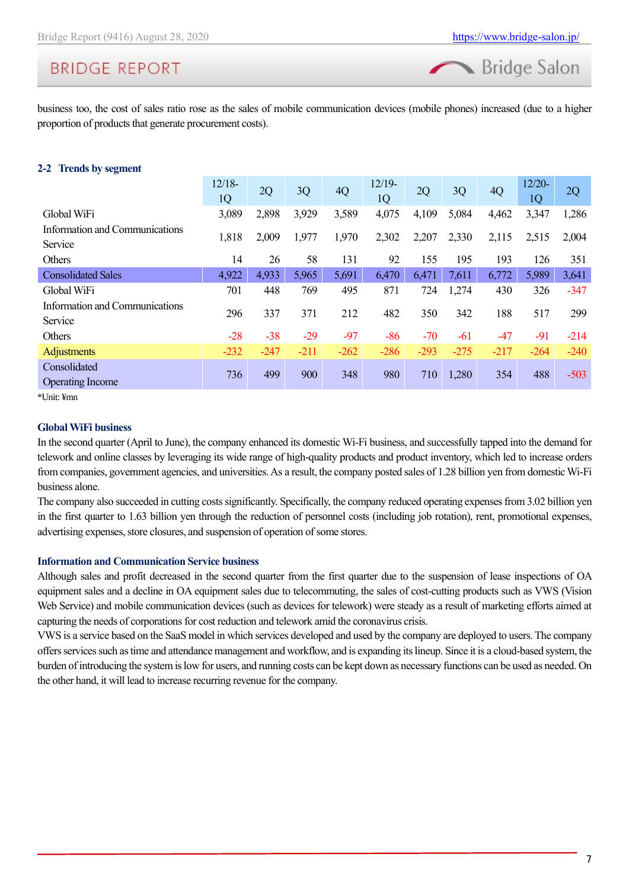business too, the cost of sales ratio rose as the sales of mobile communication devices (mobile phones) increased (due to a higher proportion of products that generate procurement costs).

## 2-2 Trends by segment

| | 12/18-1Q | 2Q | 3Q | 4Q | 12/19-1Q | 2Q | 3Q | 4Q | 12/20-1Q | 2Q |
|---|---|---|---|---|---|---|---|---|---|---|
| Global WiFi | 3,089 | 2,898 | 3,929 | 3,589 | 4,075 | 4,109 | 5,084 | 4,462 | 3,347 | 1,286 |
| Information and Communications Service | 1,818 | 2,009 | 1,977 | 1,970 | 2,302 | 2,207 | 2,330 | 2,115 | 2,515 | 2,004 |
| Others | 14 | 26 | 58 | 131 | 92 | 155 | 195 | 193 | 126 | 351 |
| Consolidated Sales | 4,922 | 4,933 | 5,965 | 5,691 | 6,470 | 6,471 | 7,611 | 6,772 | 5,989 | 3,641 |
| Global WiFi | 701 | 448 | 769 | 495 | 871 | 724 | 1,274 | 430 | 326 | -347 |
| Information and Communications Service | 296 | 337 | 371 | 212 | 482 | 350 | 342 | 188 | 517 | 299 |
| Others | -28 | -38 | -29 | -97 | -86 | -70 | -61 | -47 | -91 | -214 |
| Adjustments | -232 | -247 | -211 | -262 | -286 | -293 | -275 | -217 | -264 | -240 |
| Consolidated Operating Income | 736 | 499 | 900 | 348 | 980 | 710 | 1,280 | 354 | 488 | -503 |

*Unit: ¥mn

### Global WiFi business

In the second quarter (April to June), the company enhanced its domestic Wi-Fi business, and successfully tapped into the demand for telework and online classes by leveraging its wide range of high-quality products and product inventory, which led to increase orders from companies, government agencies, and universities. As a result, the company posted sales of 1.28 billion yen from domestic Wi-Fi business alone.

The company also succeeded in cutting costs significantly. Specifically, the company reduced operating expenses from 3.02 billion yen in the first quarter to 1.63 billion yen through the reduction of personnel costs (including job rotation), rent, promotional expenses, advertising expenses, store closures, and suspension of operation of some stores.

### Information and Communication Service business

Although sales and profit decreased in the second quarter from the first quarter due to the suspension of lease inspections of OA equipment sales and a decline in OA equipment sales due to telecommuting, the sales of cost-cutting products such as VWS (Vision Web Service) and mobile communication devices (such as devices for telework) were steady as a result of marketing efforts aimed at capturing the needs of corporations for cost reduction and telework amid the coronavirus crisis.

VWS is a service based on the SaaS model in which services developed and used by the company are deployed to users. The company offers services such as time and attendance management and workflow, and is expanding its lineup. Since it is a cloud-based system, the burden of introducing the system is low for users, and running costs can be kept down as necessary functions can be used as needed. On the other hand, it will lead to increase recurring revenue for the company.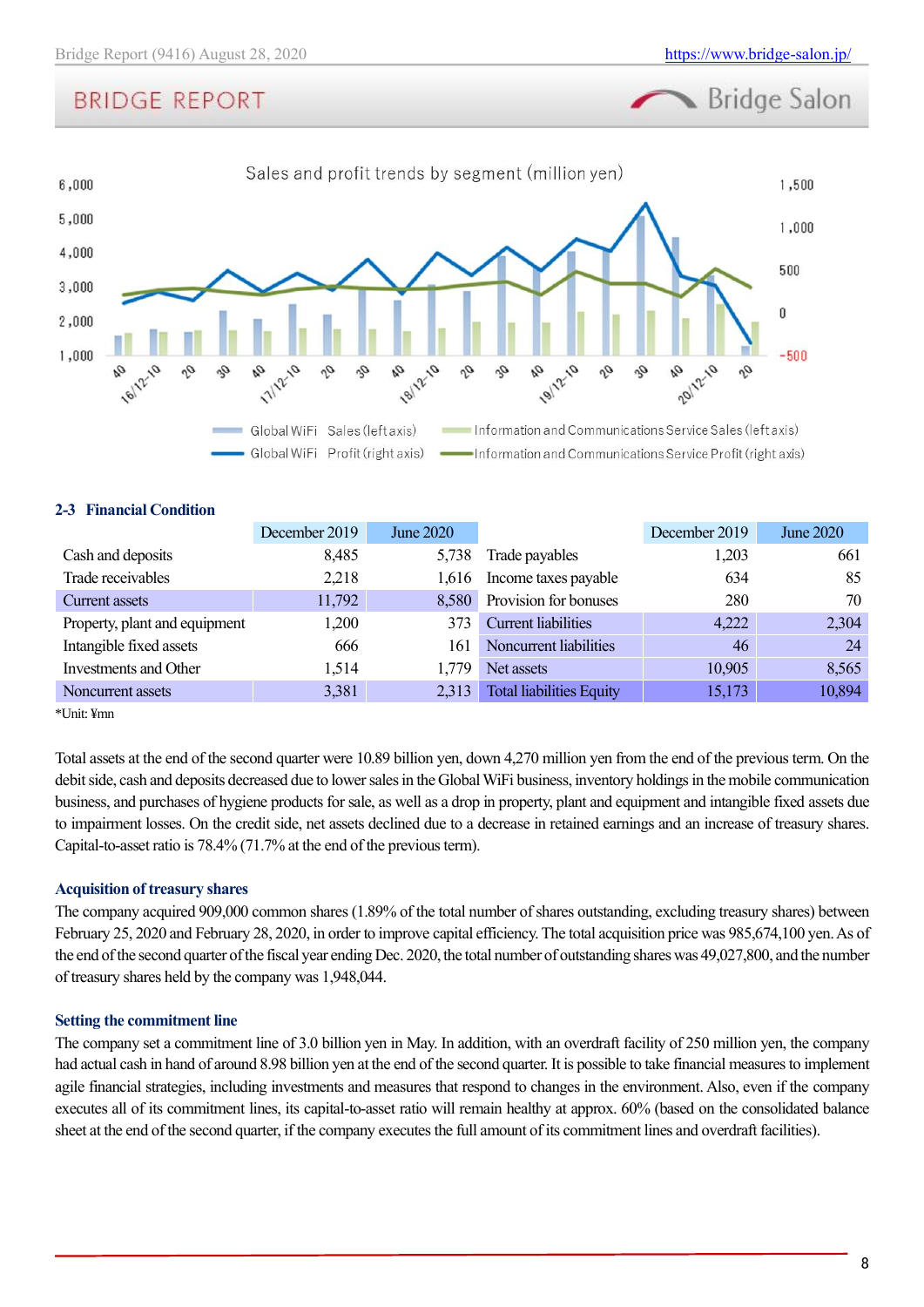Sales and profit trends by segment (million yen)

Global WiFi Sales (left axis) / Information and Communications Service Sales (left axis) / Global WiFi Profit (right axis) / Information and Communications Service Profit (right axis)

## 2-3 Financial Condition

|  | December 2019 | June 2020 |  | December 2019 | June 2020 |
|---|---|---|---|---|---|
| Cash and deposits | 8,485 | 5,738 | Trade payables | 1,203 | 661 |
| Trade receivables | 2,218 | 1,616 | Income taxes payable | 634 | 85 |
| Current assets | 11,792 | 8,580 | Provision for bonuses | 280 | 70 |
| Property, plant and equipment | 1,200 | 373 | Current liabilities | 4,222 | 2,304 |
| Intangible fixed assets | 666 | 161 | Noncurrent liabilities | 46 | 24 |
| Investments and Other | 1,514 | 1,779 | Net assets | 10,905 | 8,565 |
| Noncurrent assets | 3,381 | 2,313 | Total liabilities Equity | 15,173 | 10,894 |

*Unit: ¥mn

Total assets at the end of the second quarter were 10.89 billion yen, down 4,270 million yen from the end of the previous term. On the debit side, cash and deposits decreased due to lower sales in the Global WiFi business, inventory holdings in the mobile communication business, and purchases of hygiene products for sale, as well as a drop in property, plant and equipment and intangible fixed assets due to impairment losses. On the credit side, net assets declined due to a decrease in retained earnings and an increase of treasury shares. Capital-to-asset ratio is 78.4% (71.7% at the end of the previous term).

### Acquisition of treasury shares

The company acquired 909,000 common shares (1.89% of the total number of shares outstanding, excluding treasury shares) between February 25, 2020 and February 28, 2020, in order to improve capital efficiency. The total acquisition price was 985,674,100 yen. As of the end of the second quarter of the fiscal year ending Dec. 2020, the total number of outstanding shares was 49,027,800, and the number of treasury shares held by the company was 1,948,044.

### Setting the commitment line

The company set a commitment line of 3.0 billion yen in May. In addition, with an overdraft facility of 250 million yen, the company had actual cash in hand of around 8.98 billion yen at the end of the second quarter. It is possible to take financial measures to implement agile financial strategies, including investments and measures that respond to changes in the environment. Also, even if the company executes all of its commitment lines, its capital-to-asset ratio will remain healthy at approx. 60% (based on the consolidated balance sheet at the end of the second quarter, if the company executes the full amount of its commitment lines and overdraft facilities).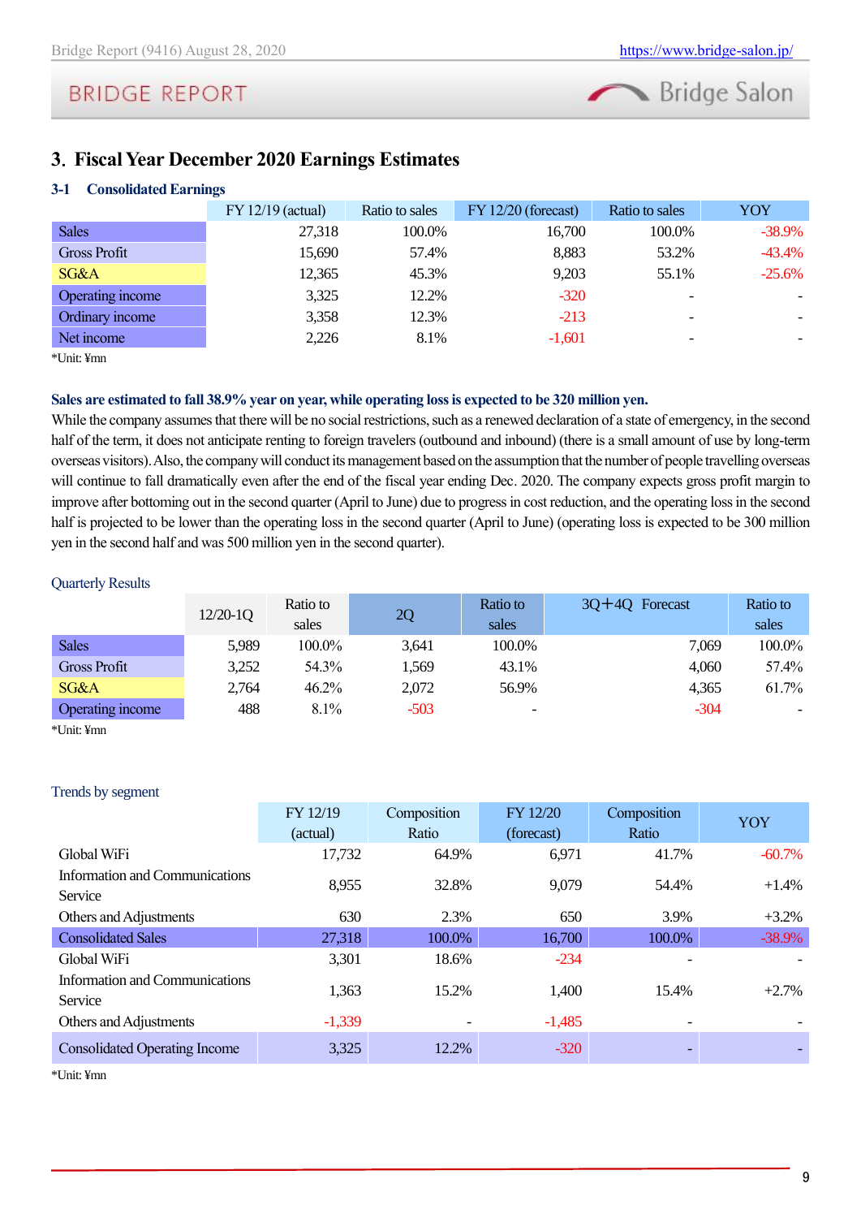## 3. Fiscal Year December 2020 Earnings Estimates

### 3-1 Consolidated Earnings

| | FY 12/19 (actual) | Ratio to sales | FY 12/20 (forecast) | Ratio to sales | YOY |
|---|---|---|---|---|---|
| Sales | 27,318 | 100.0% | 16,700 | 100.0% | -38.9% |
| Gross Profit | 15,690 | 57.4% | 8,883 | 53.2% | -43.4% |
| SG&A | 12,365 | 45.3% | 9,203 | 55.1% | -25.6% |
| Operating income | 3,325 | 12.2% | -320 | - | - |
| Ordinary income | 3,358 | 12.3% | -213 | - | - |
| Net income | 2,226 | 8.1% | -1,601 | - | - |

*Unit: ¥mn

**Sales are estimated to fall 38.9% year on year, while operating loss is expected to be 320 million yen.**

While the company assumes that there will be no social restrictions, such as a renewed declaration of a state of emergency, in the second half of the term, it does not anticipate renting to foreign travelers (outbound and inbound) (there is a small amount of use by long-term overseas visitors). Also, the company will conduct its management based on the assumption that the number of people travelling overseas will continue to fall dramatically even after the end of the fiscal year ending Dec. 2020. The company expects gross profit margin to improve after bottoming out in the second quarter (April to June) due to progress in cost reduction, and the operating loss in the second half is projected to be lower than the operating loss in the second quarter (April to June) (operating loss is expected to be 300 million yen in the second half and was 500 million yen in the second quarter).

Quarterly Results

| | 12/20-1Q | Ratio to sales | 2Q | Ratio to sales | 3Q+4Q Forecast | Ratio to sales |
|---|---|---|---|---|---|---|
| Sales | 5,989 | 100.0% | 3,641 | 100.0% | 7,069 | 100.0% |
| Gross Profit | 3,252 | 54.3% | 1,569 | 43.1% | 4,060 | 57.4% |
| SG&A | 2,764 | 46.2% | 2,072 | 56.9% | 4,365 | 61.7% |
| Operating income | 488 | 8.1% | -503 | - | -304 | - |

*Unit: ¥mn

Trends by segment

| | FY 12/19 (actual) | Composition Ratio | FY 12/20 (forecast) | Composition Ratio | YOY |
|---|---|---|---|---|---|
| Global WiFi | 17,732 | 64.9% | 6,971 | 41.7% | -60.7% |
| Information and Communications Service | 8,955 | 32.8% | 9,079 | 54.4% | +1.4% |
| Others and Adjustments | 630 | 2.3% | 650 | 3.9% | +3.2% |
| Consolidated Sales | 27,318 | 100.0% | 16,700 | 100.0% | -38.9% |
| Global WiFi | 3,301 | 18.6% | -234 | - | - |
| Information and Communications Service | 1,363 | 15.2% | 1,400 | 15.4% | +2.7% |
| Others and Adjustments | -1,339 | - | -1,485 | - | - |
| Consolidated Operating Income | 3,325 | 12.2% | -320 | - | - |

*Unit: ¥mn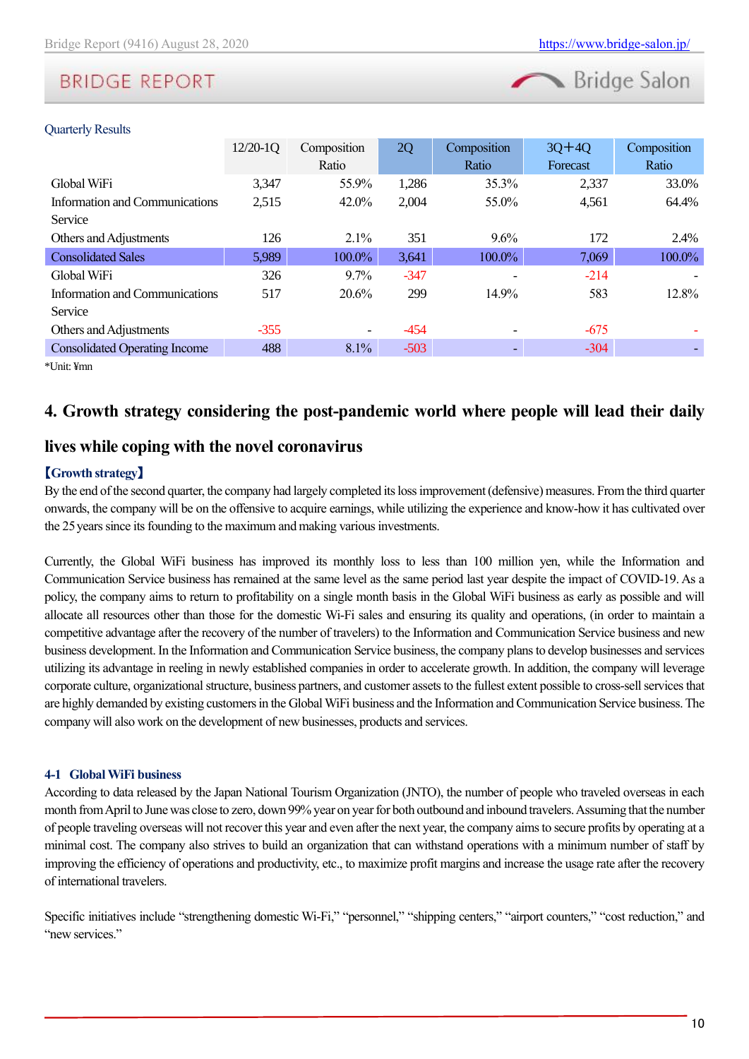Quarterly Results

| | 12/20-1Q | Composition Ratio | 2Q | Composition Ratio | 3Q+4Q Forecast | Composition Ratio |
|---|---|---|---|---|---|---|
| Global WiFi | 3,347 | 55.9% | 1,286 | 35.3% | 2,337 | 33.0% |
| Information and Communications Service | 2,515 | 42.0% | 2,004 | 55.0% | 4,561 | 64.4% |
| Others and Adjustments | 126 | 2.1% | 351 | 9.6% | 172 | 2.4% |
| Consolidated Sales | 5,989 | 100.0% | 3,641 | 100.0% | 7,069 | 100.0% |
| Global WiFi | 326 | 9.7% | -347 | - | -214 | - |
| Information and Communications Service | 517 | 20.6% | 299 | 14.9% | 583 | 12.8% |
| Others and Adjustments | -355 | - | -454 | - | -675 | - |
| Consolidated Operating Income | 488 | 8.1% | -503 | - | -304 | - |

*Unit: ¥mn

## 4. Growth strategy considering the post-pandemic world where people will lead their daily lives while coping with the novel coronavirus

**【Growth strategy】**

By the end of the second quarter, the company had largely completed its loss improvement (defensive) measures. From the third quarter onwards, the company will be on the offensive to acquire earnings, while utilizing the experience and know-how it has cultivated over the 25 years since its founding to the maximum and making various investments.

Currently, the Global WiFi business has improved its monthly loss to less than 100 million yen, while the Information and Communication Service business has remained at the same level as the same period last year despite the impact of COVID-19. As a policy, the company aims to return to profitability on a single month basis in the Global WiFi business as early as possible and will allocate all resources other than those for the domestic Wi-Fi sales and ensuring its quality and operations, (in order to maintain a competitive advantage after the recovery of the number of travelers) to the Information and Communication Service business and new business development. In the Information and Communication Service business, the company plans to develop businesses and services utilizing its advantage in reeling in newly established companies in order to accelerate growth. In addition, the company will leverage corporate culture, organizational structure, business partners, and customer assets to the fullest extent possible to cross-sell services that are highly demanded by existing customers in the Global WiFi business and the Information and Communication Service business. The company will also work on the development of new businesses, products and services.

### 4-1 Global WiFi business

According to data released by the Japan National Tourism Organization (JNTO), the number of people who traveled overseas in each month from April to June was close to zero, down 99% year on year for both outbound and inbound travelers. Assuming that the number of people traveling overseas will not recover this year and even after the next year, the company aims to secure profits by operating at a minimal cost. The company also strives to build an organization that can withstand operations with a minimum number of staff by improving the efficiency of operations and productivity, etc., to maximize profit margins and increase the usage rate after the recovery of international travelers.

Specific initiatives include "strengthening domestic Wi-Fi," "personnel," "shipping centers," "airport counters," "cost reduction," and "new services."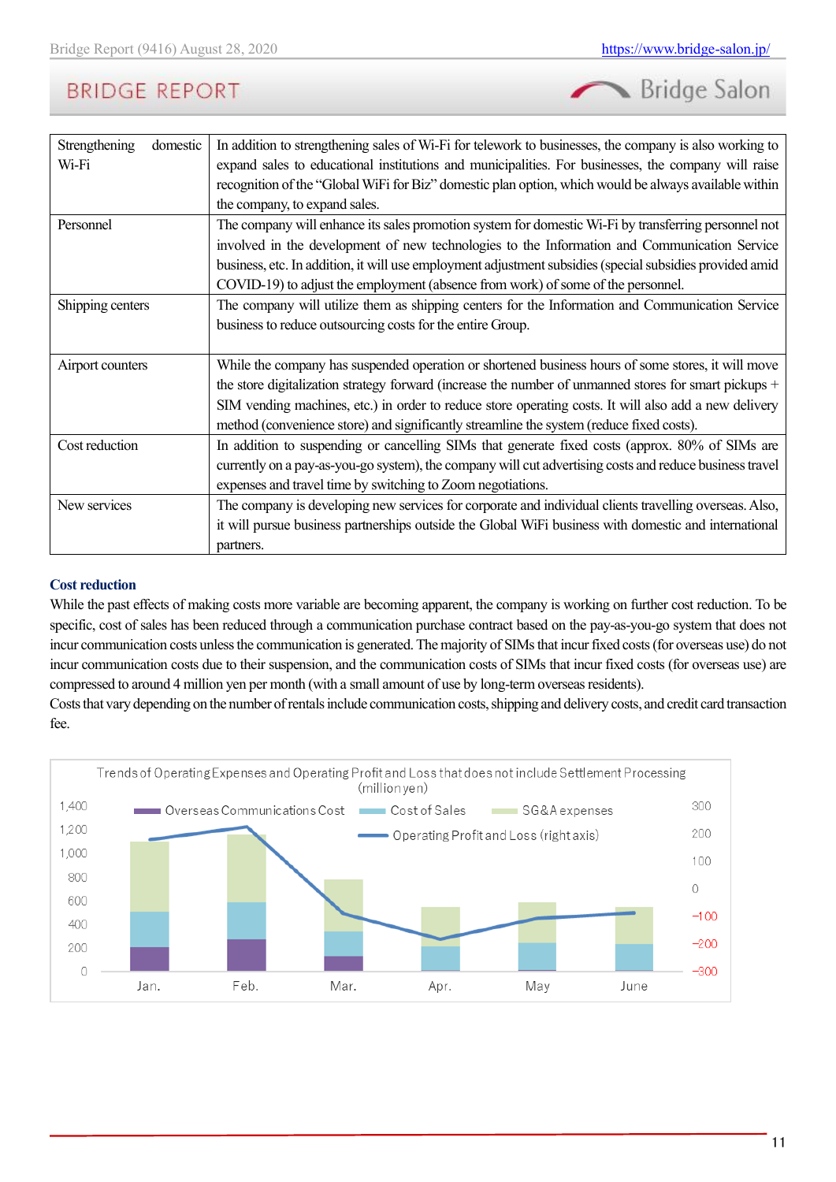| | |
|---|---|
| Strengthening domestic Wi-Fi | In addition to strengthening sales of Wi-Fi for telework to businesses, the company is also working to expand sales to educational institutions and municipalities. For businesses, the company will raise recognition of the "Global WiFi for Biz" domestic plan option, which would be always available within the company, to expand sales. |
| Personnel | The company will enhance its sales promotion system for domestic Wi-Fi by transferring personnel not involved in the development of new technologies to the Information and Communication Service business, etc. In addition, it will use employment adjustment subsidies (special subsidies provided amid COVID-19) to adjust the employment (absence from work) of some of the personnel. |
| Shipping centers | The company will utilize them as shipping centers for the Information and Communication Service business to reduce outsourcing costs for the entire Group. |
| Airport counters | While the company has suspended operation or shortened business hours of some stores, it will move the store digitalization strategy forward (increase the number of unmanned stores for smart pickups + SIM vending machines, etc.) in order to reduce store operating costs. It will also add a new delivery method (convenience store) and significantly streamline the system (reduce fixed costs). |
| Cost reduction | In addition to suspending or cancelling SIMs that generate fixed costs (approx. 80% of SIMs are currently on a pay-as-you-go system), the company will cut advertising costs and reduce business travel expenses and travel time by switching to Zoom negotiations. |
| New services | The company is developing new services for corporate and individual clients travelling overseas. Also, it will pursue business partnerships outside the Global WiFi business with domestic and international partners. |

**Cost reduction**

While the past effects of making costs more variable are becoming apparent, the company is working on further cost reduction. To be specific, cost of sales has been reduced through a communication purchase contract based on the pay-as-you-go system that does not incur communication costs unless the communication is generated. The majority of SIMs that incur fixed costs (for overseas use) do not incur communication costs due to their suspension, and the communication costs of SIMs that incur fixed costs (for overseas use) are compressed to around 4 million yen per month (with a small amount of use by long-term overseas residents).

Costs that vary depending on the number of rentals include communication costs, shipping and delivery costs, and credit card transaction fee.

Trends of Operating Expenses and Operating Profit and Loss that does not include Settlement Processing (million yen)

Legend: Overseas Communications Cost, Cost of Sales, SG&A expenses, Operating Profit and Loss (right axis)

Months: Jan., Feb., Mar., Apr., May, June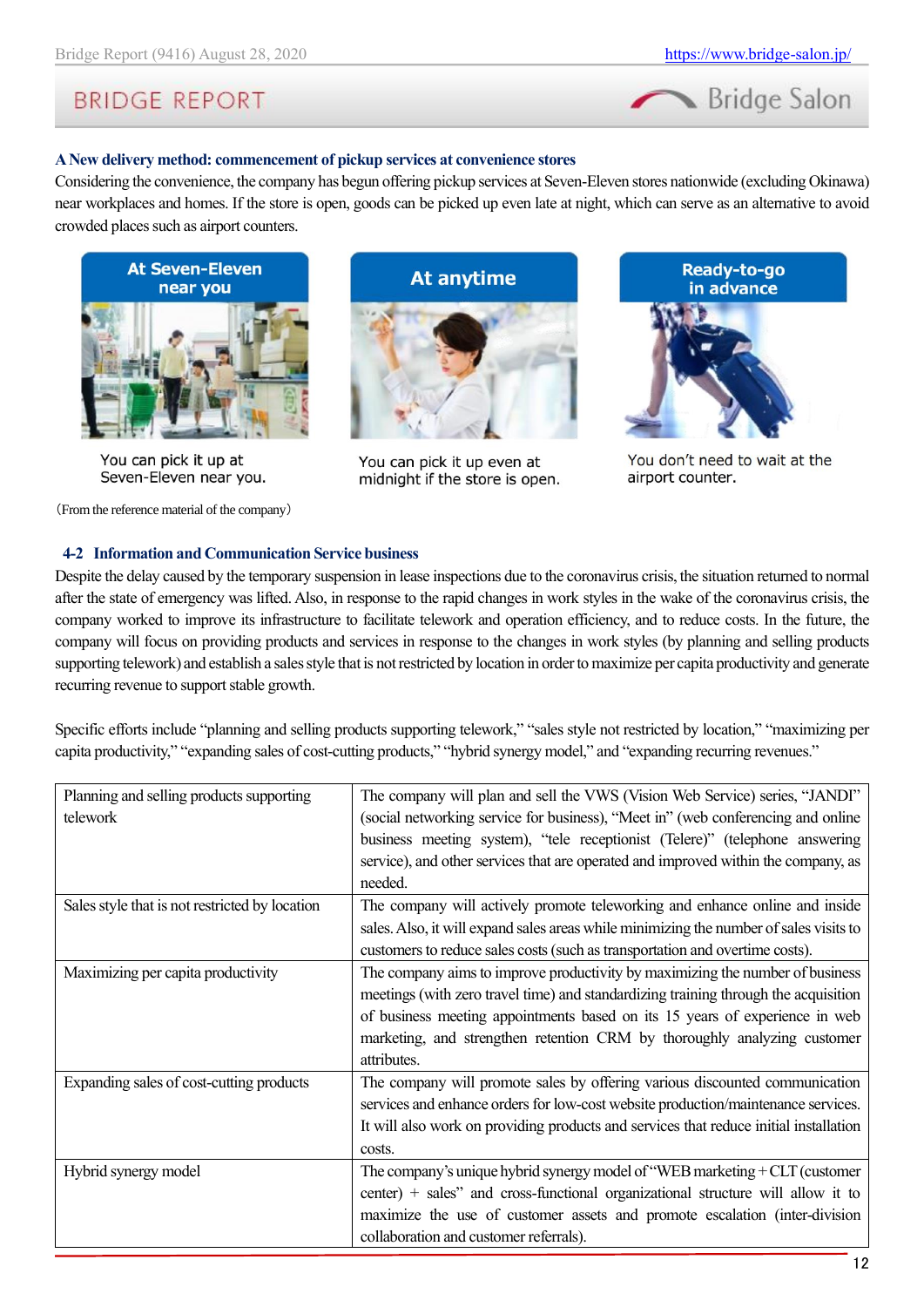**A New delivery method: commencement of pickup services at convenience stores**

Considering the convenience, the company has begun offering pickup services at Seven-Eleven stores nationwide (excluding Okinawa) near workplaces and homes. If the store is open, goods can be picked up even late at night, which can serve as an alternative to avoid crowded places such as airport counters.

| At Seven-Eleven near you | At anytime | Ready-to-go in advance |
|---|---|---|
| You can pick it up at Seven-Eleven near you. | You can pick it up even at midnight if the store is open. | You don't need to wait at the airport counter. |

(From the reference material of the company)

### 4-2 Information and Communication Service business

Despite the delay caused by the temporary suspension in lease inspections due to the coronavirus crisis, the situation returned to normal after the state of emergency was lifted. Also, in response to the rapid changes in work styles in the wake of the coronavirus crisis, the company worked to improve its infrastructure to facilitate telework and operation efficiency, and to reduce costs. In the future, the company will focus on providing products and services in response to the changes in work styles (by planning and selling products supporting telework) and establish a sales style that is not restricted by location in order to maximize per capita productivity and generate recurring revenue to support stable growth.

Specific efforts include "planning and selling products supporting telework," "sales style not restricted by location," "maximizing per capita productivity," "expanding sales of cost-cutting products," "hybrid synergy model," and "expanding recurring revenues."

| | |
|---|---|
| Planning and selling products supporting telework | The company will plan and sell the VWS (Vision Web Service) series, "JANDI" (social networking service for business), "Meet in" (web conferencing and online business meeting system), "tele receptionist (Telere)" (telephone answering service), and other services that are operated and improved within the company, as needed. |
| Sales style that is not restricted by location | The company will actively promote teleworking and enhance online and inside sales. Also, it will expand sales areas while minimizing the number of sales visits to customers to reduce sales costs (such as transportation and overtime costs). |
| Maximizing per capita productivity | The company aims to improve productivity by maximizing the number of business meetings (with zero travel time) and standardizing training through the acquisition of business meeting appointments based on its 15 years of experience in web marketing, and strengthen retention CRM by thoroughly analyzing customer attributes. |
| Expanding sales of cost-cutting products | The company will promote sales by offering various discounted communication services and enhance orders for low-cost website production/maintenance services. It will also work on providing products and services that reduce initial installation costs. |
| Hybrid synergy model | The company's unique hybrid synergy model of "WEB marketing + CLT (customer center) + sales" and cross-functional organizational structure will allow it to maximize the use of customer assets and promote escalation (inter-division collaboration and customer referrals). |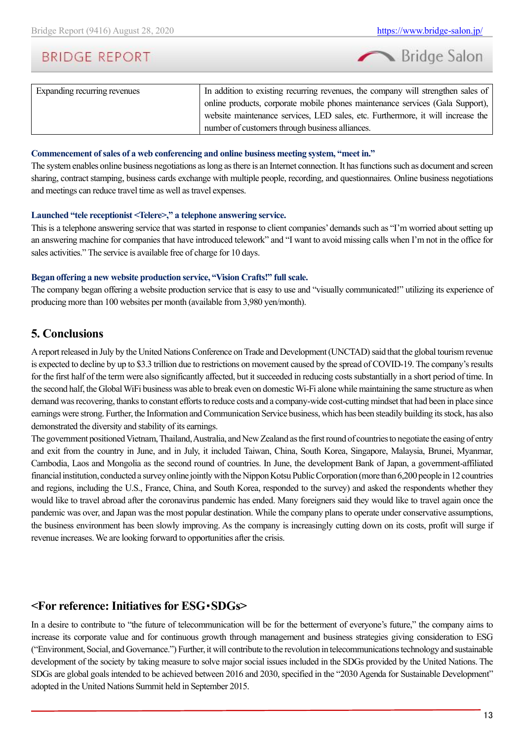| Expanding recurring revenues | In addition to existing recurring revenues, the company will strengthen sales of online products, corporate mobile phones maintenance services (Gala Support), website maintenance services, LED sales, etc. Furthermore, it will increase the number of customers through business alliances. |
|---|---|

**Commencement of sales of a web conferencing and online business meeting system, "meet in."**

The system enables online business negotiations as long as there is an Internet connection. It has functions such as document and screen sharing, contract stamping, business cards exchange with multiple people, recording, and questionnaires. Online business negotiations and meetings can reduce travel time as well as travel expenses.

**Launched "tele receptionist <Telere>," a telephone answering service.**

This is a telephone answering service that was started in response to client companies' demands such as "I'm worried about setting up an answering machine for companies that have introduced telework" and "I want to avoid missing calls when I'm not in the office for sales activities." The service is available free of charge for 10 days.

**Began offering a new website production service, "Vision Crafts!" full scale.**

The company began offering a website production service that is easy to use and "visually communicated!" utilizing its experience of producing more than 100 websites per month (available from 3,980 yen/month).

## 5. Conclusions

A report released in July by the United Nations Conference on Trade and Development (UNCTAD) said that the global tourism revenue is expected to decline by up to $3.3 trillion due to restrictions on movement caused by the spread of COVID-19. The company's results for the first half of the term were also significantly affected, but it succeeded in reducing costs substantially in a short period of time. In the second half, the Global WiFi business was able to break even on domestic Wi-Fi alone while maintaining the same structure as when demand was recovering, thanks to constant efforts to reduce costs and a company-wide cost-cutting mindset that had been in place since earnings were strong. Further, the Information and Communication Service business, which has been steadily building its stock, has also demonstrated the diversity and stability of its earnings.

The government positioned Vietnam, Thailand, Australia, and New Zealand as the first round of countries to negotiate the easing of entry and exit from the country in June, and in July, it included Taiwan, China, South Korea, Singapore, Malaysia, Brunei, Myanmar, Cambodia, Laos and Mongolia as the second round of countries. In June, the development Bank of Japan, a government-affiliated financial institution, conducted a survey online jointly with the Nippon Kotsu Public Corporation (more than 6,200 people in 12 countries and regions, including the U.S., France, China, and South Korea, responded to the survey) and asked the respondents whether they would like to travel abroad after the coronavirus pandemic has ended. Many foreigners said they would like to travel again once the pandemic was over, and Japan was the most popular destination. While the company plans to operate under conservative assumptions, the business environment has been slowly improving. As the company is increasingly cutting down on its costs, profit will surge if revenue increases. We are looking forward to opportunities after the crisis.

## <For reference: Initiatives for ESG･SDGs>

In a desire to contribute to "the future of telecommunication will be for the betterment of everyone's future," the company aims to increase its corporate value and for continuous growth through management and business strategies giving consideration to ESG ("Environment, Social, and Governance.") Further, it will contribute to the revolution in telecommunications technology and sustainable development of the society by taking measure to solve major social issues included in the SDGs provided by the United Nations. The SDGs are global goals intended to be achieved between 2016 and 2030, specified in the "2030 Agenda for Sustainable Development" adopted in the United Nations Summit held in September 2015.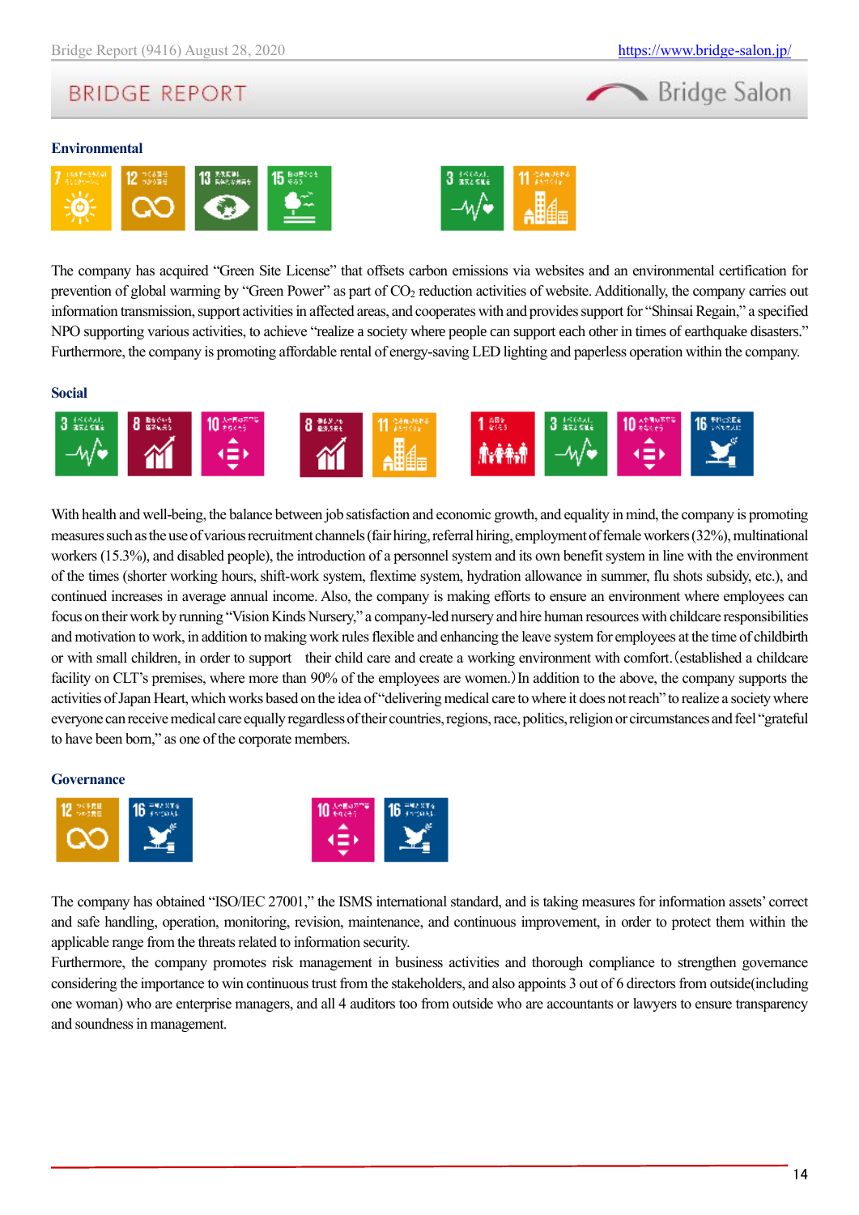### Environmental

The company has acquired “Green Site License” that offsets carbon emissions via websites and an environmental certification for prevention of global warming by “Green Power” as part of $CO_2$ reduction activities of website. Additionally, the company carries out information transmission, support activities in affected areas, and cooperates with and provides support for “Shinsai Regain,” a specified NPO supporting various activities, to achieve “realize a society where people can support each other in times of earthquake disasters.” Furthermore, the company is promoting affordable rental of energy-saving LED lighting and paperless operation within the company.

### Social

With health and well-being, the balance between job satisfaction and economic growth, and equality in mind, the company is promoting measures such as the use of various recruitment channels (fair hiring, referral hiring, employment of female workers (32%), multinational workers (15.3%), and disabled people), the introduction of a personnel system and its own benefit system in line with the environment of the times (shorter working hours, shift-work system, flextime system, hydration allowance in summer, flu shots subsidy, etc.), and continued increases in average annual income. Also, the company is making efforts to ensure an environment where employees can focus on their work by running “Vision Kinds Nursery,” a company-led nursery and hire human resources with childcare responsibilities and motivation to work, in addition to making work rules flexible and enhancing the leave system for employees at the time of childbirth or with small children, in order to support their child care and create a working environment with comfort.(established a childcare facility on CLT’s premises, where more than 90% of the employees are women.) In addition to the above, the company supports the activities of Japan Heart, which works based on the idea of “delivering medical care to where it does not reach” to realize a society where everyone can receive medical care equally regardless of their countries, regions, race, politics, religion or circumstances and feel “grateful to have been born,” as one of the corporate members.

### Governance

The company has obtained “ISO/IEC 27001,” the ISMS international standard, and is taking measures for information assets’ correct and safe handling, operation, monitoring, revision, maintenance, and continuous improvement, in order to protect them within the applicable range from the threats related to information security.
Furthermore, the company promotes risk management in business activities and thorough compliance to strengthen governance considering the importance to win continuous trust from the stakeholders, and also appoints 3 out of 6 directors from outside(including one woman) who are enterprise managers, and all 4 auditors too from outside who are accountants or lawyers to ensure transparency and soundness in management.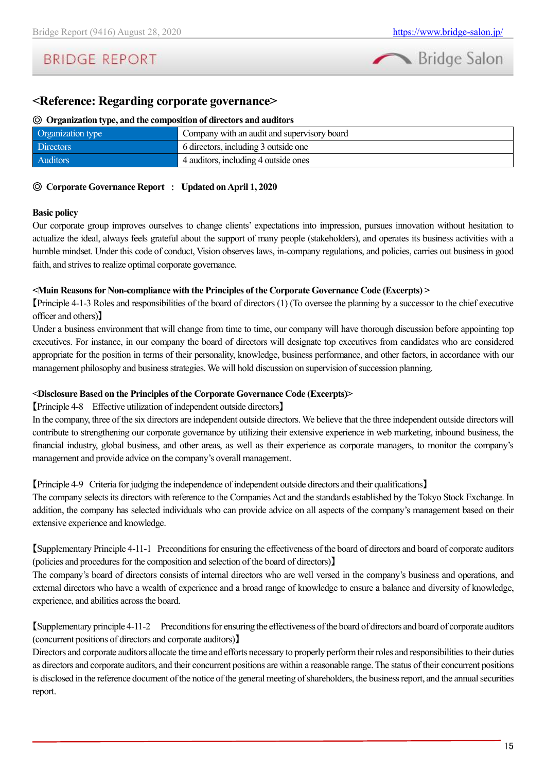## <Reference: Regarding corporate governance>

### ◎ Organization type, and the composition of directors and auditors

| Organization type | Company with an audit and supervisory board |
|---|---|
| Directors | 6 directors, including 3 outside one |
| Auditors | 4 auditors, including 4 outside ones |

### ◎ Corporate Governance Report ： Updated on April 1, 2020

**Basic policy**

Our corporate group improves ourselves to change clients' expectations into impression, pursues innovation without hesitation to actualize the ideal, always feels grateful about the support of many people (stakeholders), and operates its business activities with a humble mindset. Under this code of conduct, Vision observes laws, in-company regulations, and policies, carries out business in good faith, and strives to realize optimal corporate governance.

**<Main Reasons for Non-compliance with the Principles of the Corporate Governance Code (Excerpts) >**

【Principle 4-1-3 Roles and responsibilities of the board of directors (1) (To oversee the planning by a successor to the chief executive officer and others)】

Under a business environment that will change from time to time, our company will have thorough discussion before appointing top executives. For instance, in our company the board of directors will designate top executives from candidates who are considered appropriate for the position in terms of their personality, knowledge, business performance, and other factors, in accordance with our management philosophy and business strategies. We will hold discussion on supervision of succession planning.

**<Disclosure Based on the Principles of the Corporate Governance Code (Excerpts)>**

【Principle 4-8 Effective utilization of independent outside directors】

In the company, three of the six directors are independent outside directors. We believe that the three independent outside directors will contribute to strengthening our corporate governance by utilizing their extensive experience in web marketing, inbound business, the financial industry, global business, and other areas, as well as their experience as corporate managers, to monitor the company's management and provide advice on the company's overall management.

【Principle 4-9 Criteria for judging the independence of independent outside directors and their qualifications】

The company selects its directors with reference to the Companies Act and the standards established by the Tokyo Stock Exchange. In addition, the company has selected individuals who can provide advice on all aspects of the company's management based on their extensive experience and knowledge.

【Supplementary Principle 4-11-1 Preconditions for ensuring the effectiveness of the board of directors and board of corporate auditors (policies and procedures for the composition and selection of the board of directors)】

The company's board of directors consists of internal directors who are well versed in the company's business and operations, and external directors who have a wealth of experience and a broad range of knowledge to ensure a balance and diversity of knowledge, experience, and abilities across the board.

【Supplementary principle 4-11-2 Preconditions for ensuring the effectiveness of the board of directors and board of corporate auditors (concurrent positions of directors and corporate auditors)】

Directors and corporate auditors allocate the time and efforts necessary to properly perform their roles and responsibilities to their duties as directors and corporate auditors, and their concurrent positions are within a reasonable range. The status of their concurrent positions is disclosed in the reference document of the notice of the general meeting of shareholders, the business report, and the annual securities report.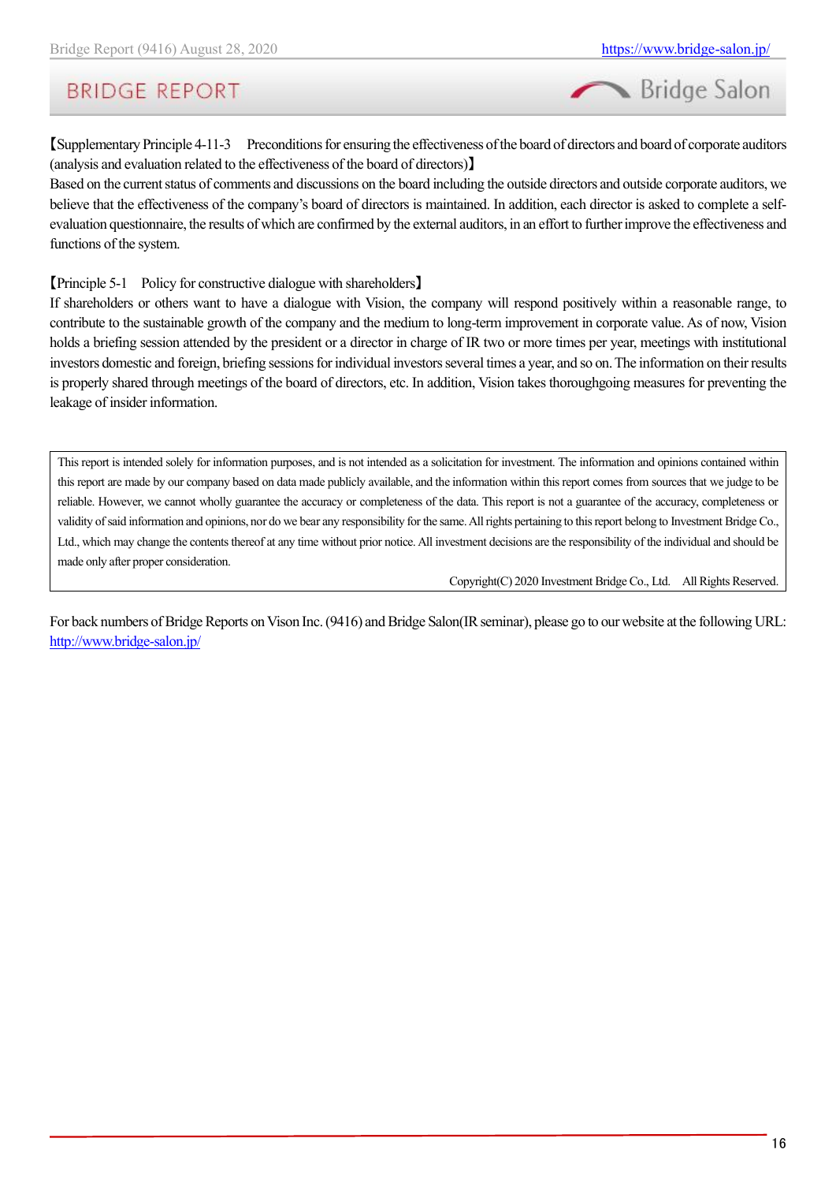【Supplementary Principle 4-11-3　Preconditions for ensuring the effectiveness of the board of directors and board of corporate auditors (analysis and evaluation related to the effectiveness of the board of directors)】

Based on the current status of comments and discussions on the board including the outside directors and outside corporate auditors, we believe that the effectiveness of the company's board of directors is maintained. In addition, each director is asked to complete a self-evaluation questionnaire, the results of which are confirmed by the external auditors, in an effort to further improve the effectiveness and functions of the system.

【Principle 5-1　Policy for constructive dialogue with shareholders】

If shareholders or others want to have a dialogue with Vision, the company will respond positively within a reasonable range, to contribute to the sustainable growth of the company and the medium to long-term improvement in corporate value. As of now, Vision holds a briefing session attended by the president or a director in charge of IR two or more times per year, meetings with institutional investors domestic and foreign, briefing sessions for individual investors several times a year, and so on. The information on their results is properly shared through meetings of the board of directors, etc. In addition, Vision takes thoroughgoing measures for preventing the leakage of insider information.

This report is intended solely for information purposes, and is not intended as a solicitation for investment. The information and opinions contained within this report are made by our company based on data made publicly available, and the information within this report comes from sources that we judge to be reliable. However, we cannot wholly guarantee the accuracy or completeness of the data. This report is not a guarantee of the accuracy, completeness or validity of said information and opinions, nor do we bear any responsibility for the same. All rights pertaining to this report belong to Investment Bridge Co., Ltd., which may change the contents thereof at any time without prior notice. All investment decisions are the responsibility of the individual and should be made only after proper consideration.

Copyright(C) 2020 Investment Bridge Co., Ltd.　All Rights Reserved.

For back numbers of Bridge Reports on Vison Inc. (9416) and Bridge Salon(IR seminar), please go to our website at the following URL: http://www.bridge-salon.jp/